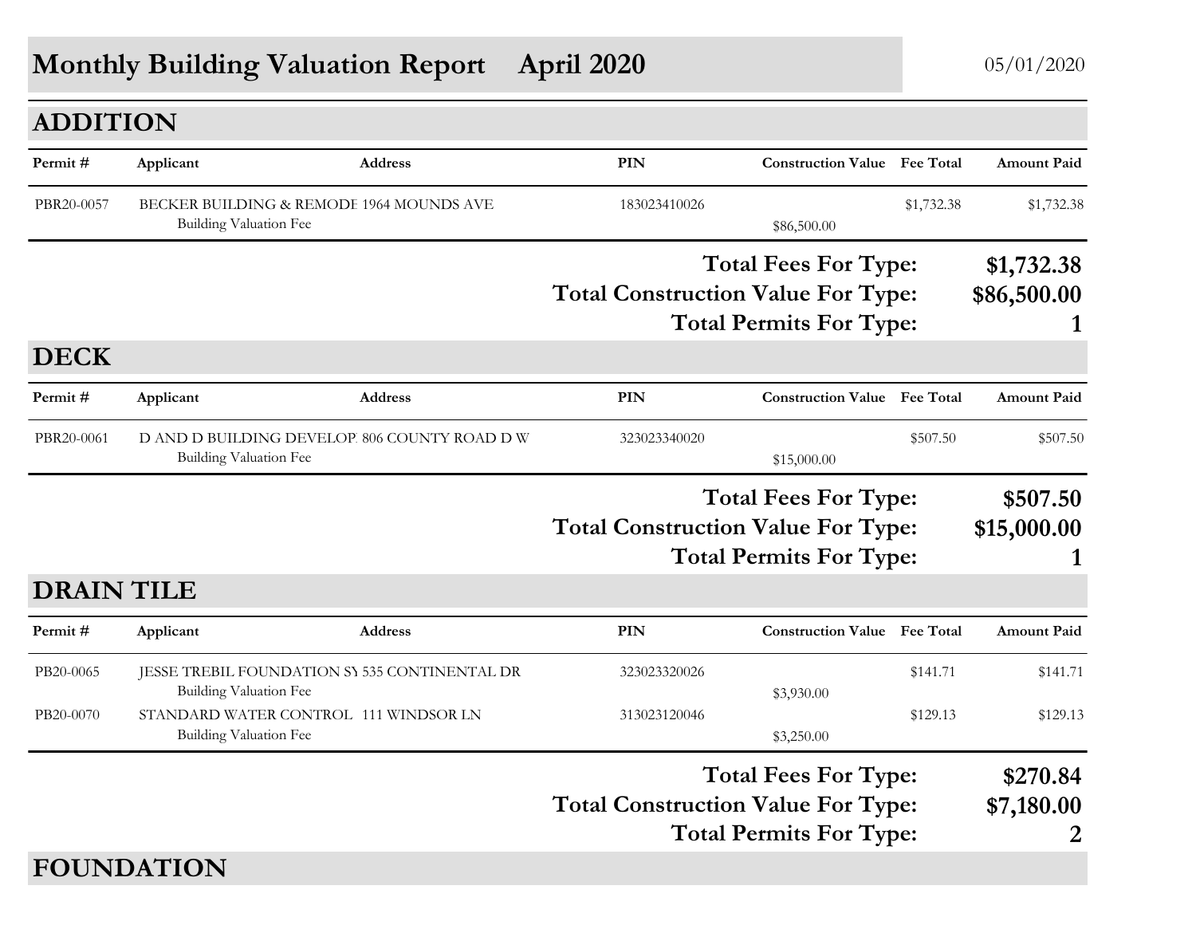# Monthly Building Valuation Report April 2020

05/01/2020

## ADDITION

| Permit # | Applicant | Address | PIN | Construction Value | Fee Total | Amount Paid |
|---|---|---|---|---|---|---|
| PBR20-0057 | BECKER BUILDING & REMODE | 1964 MOUNDS AVE | 183023410026 | | $1,732.38 | $1,732.38 |
| | Building Valuation Fee | | | $86,500.00 | | |

**Total Fees For Type: $1,732.38**

**Total Construction Value For Type: $86,500.00**

**Total Permits For Type: 1**

## DECK

| Permit # | Applicant | Address | PIN | Construction Value | Fee Total | Amount Paid |
|---|---|---|---|---|---|---|
| PBR20-0061 | D AND D BUILDING DEVELOP | 806 COUNTY ROAD D W | 323023340020 | | $507.50 | $507.50 |
| | Building Valuation Fee | | | $15,000.00 | | |

**Total Fees For Type: $507.50**

**Total Construction Value For Type: $15,000.00**

**Total Permits For Type: 1**

## DRAIN TILE

| Permit # | Applicant | Address | PIN | Construction Value | Fee Total | Amount Paid |
|---|---|---|---|---|---|---|
| PB20-0065 | JESSE TREBIL FOUNDATION SY | 535 CONTINENTAL DR | 323023320026 | | $141.71 | $141.71 |
| | Building Valuation Fee | | | $3,930.00 | | |
| PB20-0070 | STANDARD WATER CONTROL | 111 WINDSOR LN | 313023120046 | | $129.13 | $129.13 |
| | Building Valuation Fee | | | $3,250.00 | | |

**Total Fees For Type: $270.84**

**Total Construction Value For Type: $7,180.00**

**Total Permits For Type: 2**

## FOUNDATION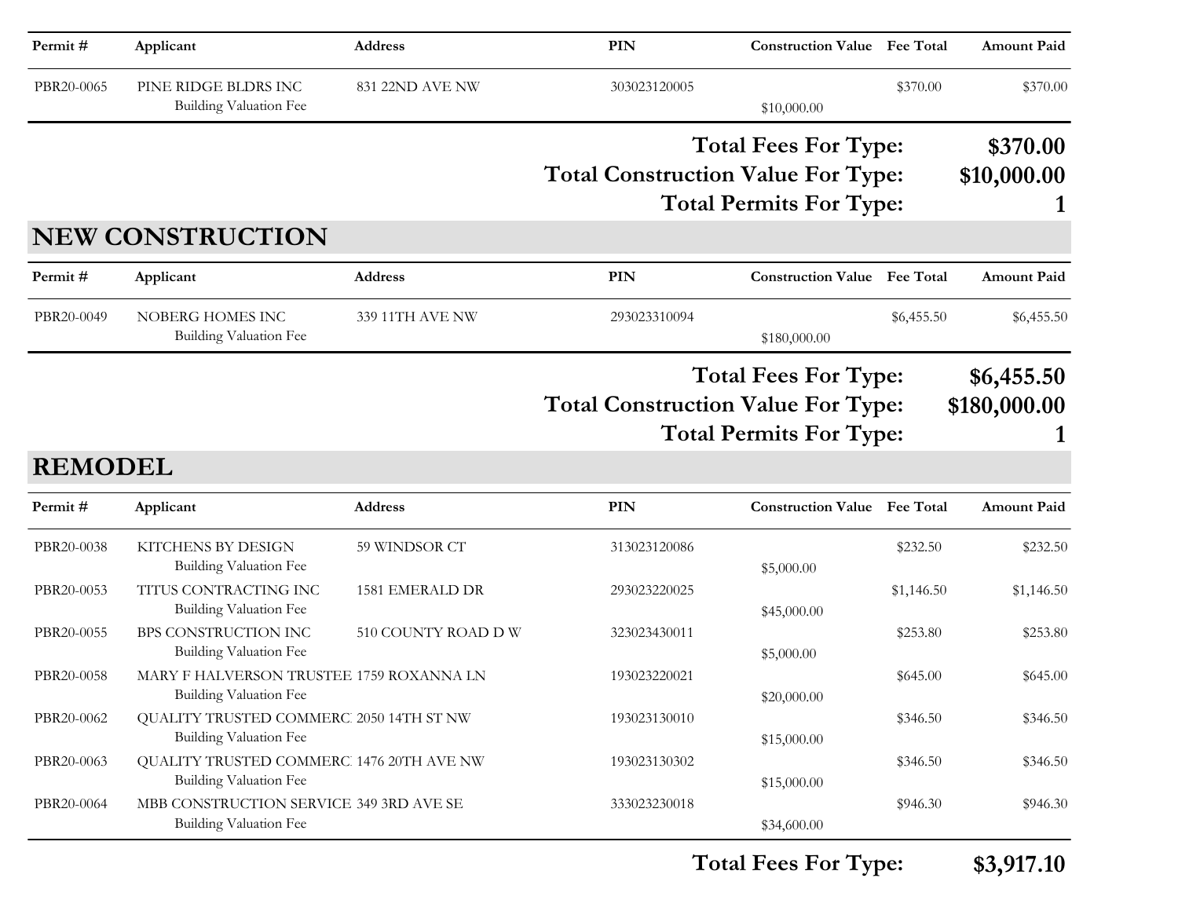| Permit # | Applicant | Address | PIN | Construction Value | Fee Total | Amount Paid |
|---|---|---|---|---|---|---|
| PBR20-0065 | PINE RIDGE BLDRS INC | 831 22ND AVE NW | 303023120005 | | $370.00 | $370.00 |
| | Building Valuation Fee | | | $10,000.00 | | |

**Total Fees For Type: $370.00**

**Total Construction Value For Type: $10,000.00**

**Total Permits For Type: 1**

## NEW CONSTRUCTION

| Permit # | Applicant | Address | PIN | Construction Value | Fee Total | Amount Paid |
|---|---|---|---|---|---|---|
| PBR20-0049 | NOBERG HOMES INC | 339 11TH AVE NW | 293023310094 | | $6,455.50 | $6,455.50 |
| | Building Valuation Fee | | | $180,000.00 | | |

**Total Fees For Type: $6,455.50**

**Total Construction Value For Type: $180,000.00**

**Total Permits For Type: 1**

## REMODEL

| Permit # | Applicant | Address | PIN | Construction Value | Fee Total | Amount Paid |
|---|---|---|---|---|---|---|
| PBR20-0038 | KITCHENS BY DESIGN | 59 WINDSOR CT | 313023120086 | | $232.50 | $232.50 |
| | Building Valuation Fee | | | $5,000.00 | | |
| PBR20-0053 | TITUS CONTRACTING INC | 1581 EMERALD DR | 293023220025 | | $1,146.50 | $1,146.50 |
| | Building Valuation Fee | | | $45,000.00 | | |
| PBR20-0055 | BPS CONSTRUCTION INC | 510 COUNTY ROAD D W | 323023430011 | | $253.80 | $253.80 |
| | Building Valuation Fee | | | $5,000.00 | | |
| PBR20-0058 | MARY F HALVERSON TRUSTEE | 1759 ROXANNA LN | 193023220021 | | $645.00 | $645.00 |
| | Building Valuation Fee | | | $20,000.00 | | |
| PBR20-0062 | QUALITY TRUSTED COMMERC | 2050 14TH ST NW | 193023130010 | | $346.50 | $346.50 |
| | Building Valuation Fee | | | $15,000.00 | | |
| PBR20-0063 | QUALITY TRUSTED COMMERC | 1476 20TH AVE NW | 193023130302 | | $346.50 | $346.50 |
| | Building Valuation Fee | | | $15,000.00 | | |
| PBR20-0064 | MBB CONSTRUCTION SERVICE | 349 3RD AVE SE | 333023230018 | | $946.30 | $946.30 |
| | Building Valuation Fee | | | $34,600.00 | | |

**Total Fees For Type: $3,917.10**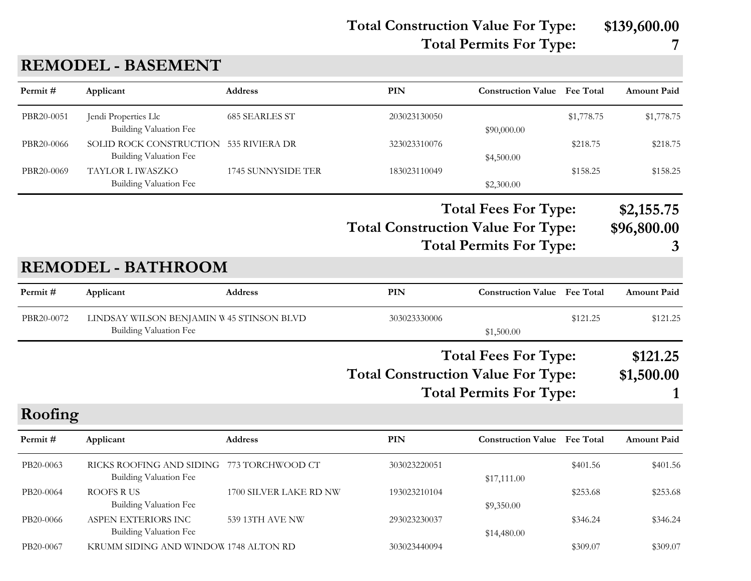**Total Construction Value For Type: $139,600.00**
**Total Permits For Type: 7**

## REMODEL - BASEMENT

| Permit # | Applicant | Address | PIN | Construction Value | Fee Total | Amount Paid |
|---|---|---|---|---|---|---|
| PBR20-0051 | Jendi Properties Llc | 685 SEARLES ST | 203023130050 | | $1,778.75 | $1,778.75 |
| | Building Valuation Fee | | | $90,000.00 | | |
| PBR20-0066 | SOLID ROCK CONSTRUCTION | 535 RIVIERA DR | 323023310076 | | $218.75 | $218.75 |
| | Building Valuation Fee | | | $4,500.00 | | |
| PBR20-0069 | TAYLOR L IWASZKO | 1745 SUNNYSIDE TER | 183023110049 | | $158.25 | $158.25 |
| | Building Valuation Fee | | | $2,300.00 | | |

**Total Fees For Type: $2,155.75**
**Total Construction Value For Type: $96,800.00**
**Total Permits For Type: 3**

## REMODEL - BATHROOM

| Permit # | Applicant | Address | PIN | Construction Value | Fee Total | Amount Paid |
|---|---|---|---|---|---|---|
| PBR20-0072 | LINDSAY WILSON BENJAMIN W | 45 STINSON BLVD | 303023330006 | | $121.25 | $121.25 |
| | Building Valuation Fee | | | $1,500.00 | | |

**Total Fees For Type: $121.25**
**Total Construction Value For Type: $1,500.00**
**Total Permits For Type: 1**

## Roofing

| Permit # | Applicant | Address | PIN | Construction Value | Fee Total | Amount Paid |
|---|---|---|---|---|---|---|
| PB20-0063 | RICKS ROOFING AND SIDING | 773 TORCHWOOD CT | 303023220051 | | $401.56 | $401.56 |
| | Building Valuation Fee | | | $17,111.00 | | |
| PB20-0064 | ROOFS R US | 1700 SILVER LAKE RD NW | 193023210104 | | $253.68 | $253.68 |
| | Building Valuation Fee | | | $9,350.00 | | |
| PB20-0066 | ASPEN EXTERIORS INC | 539 13TH AVE NW | 293023230037 | | $346.24 | $346.24 |
| | Building Valuation Fee | | | $14,480.00 | | |
| PB20-0067 | KRUMM SIDING AND WINDOW | 1748 ALTON RD | 303023440094 | | $309.07 | $309.07 |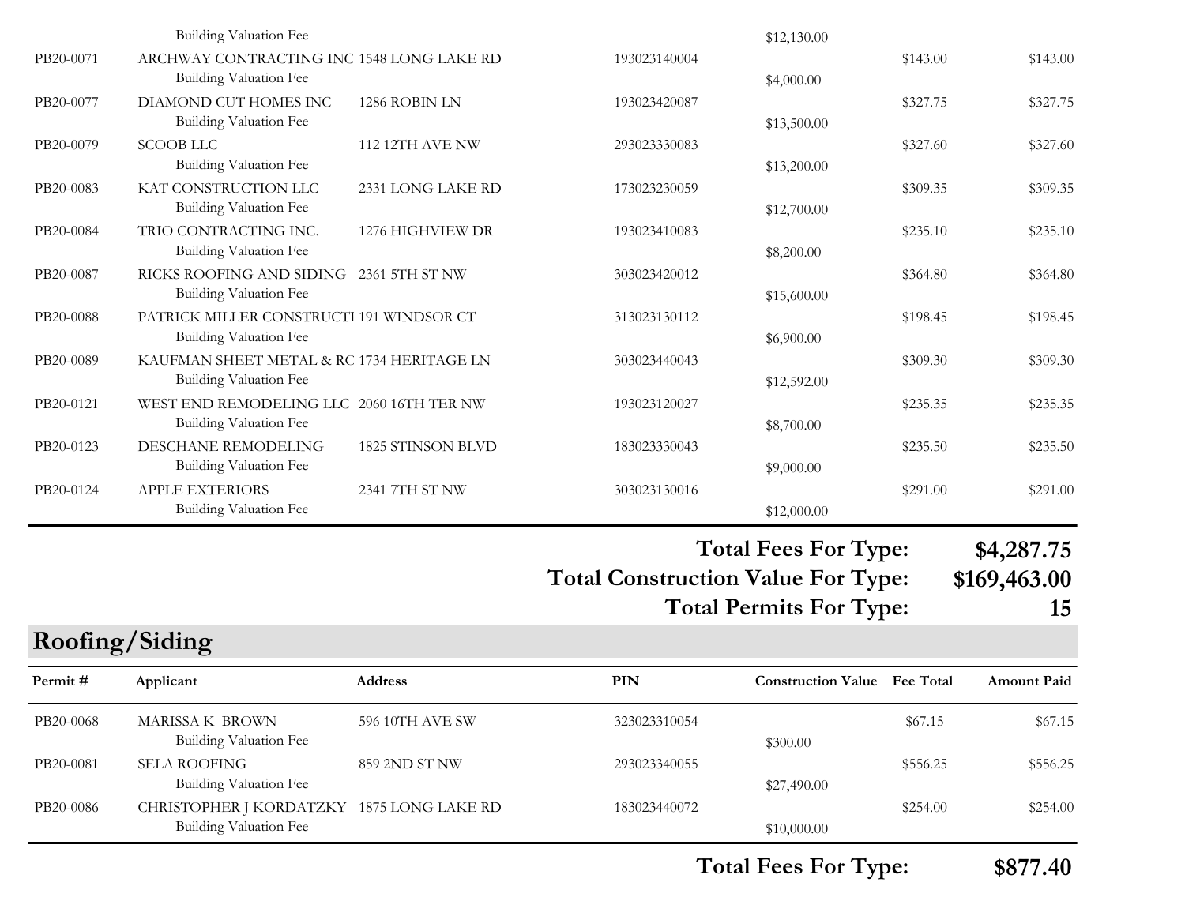| Permit # | Applicant | Address | PIN | Construction Value | Fee Total | Amount Paid |
|---|---|---|---|---|---|---|
| | Building Valuation Fee | | | $12,130.00 | | |
| PB20-0071 | ARCHWAY CONTRACTING INC | 1548 LONG LAKE RD | 193023140004 | | $143.00 | $143.00 |
| | Building Valuation Fee | | | $4,000.00 | | |
| PB20-0077 | DIAMOND CUT HOMES INC | 1286 ROBIN LN | 193023420087 | | $327.75 | $327.75 |
| | Building Valuation Fee | | | $13,500.00 | | |
| PB20-0079 | SCOOB LLC | 112 12TH AVE NW | 293023330083 | | $327.60 | $327.60 |
| | Building Valuation Fee | | | $13,200.00 | | |
| PB20-0083 | KAT CONSTRUCTION LLC | 2331 LONG LAKE RD | 173023230059 | | $309.35 | $309.35 |
| | Building Valuation Fee | | | $12,700.00 | | |
| PB20-0084 | TRIO CONTRACTING INC. | 1276 HIGHVIEW DR | 193023410083 | | $235.10 | $235.10 |
| | Building Valuation Fee | | | $8,200.00 | | |
| PB20-0087 | RICKS ROOFING AND SIDING | 2361 5TH ST NW | 303023420012 | | $364.80 | $364.80 |
| | Building Valuation Fee | | | $15,600.00 | | |
| PB20-0088 | PATRICK MILLER CONSTRUCTI | 191 WINDSOR CT | 313023130112 | | $198.45 | $198.45 |
| | Building Valuation Fee | | | $6,900.00 | | |
| PB20-0089 | KAUFMAN SHEET METAL & RC | 1734 HERITAGE LN | 303023440043 | | $309.30 | $309.30 |
| | Building Valuation Fee | | | $12,592.00 | | |
| PB20-0121 | WEST END REMODELING LLC | 2060 16TH TER NW | 193023120027 | | $235.35 | $235.35 |
| | Building Valuation Fee | | | $8,700.00 | | |
| PB20-0123 | DESCHANE REMODELING | 1825 STINSON BLVD | 183023330043 | | $235.50 | $235.50 |
| | Building Valuation Fee | | | $9,000.00 | | |
| PB20-0124 | APPLE EXTERIORS | 2341 7TH ST NW | 303023130016 | | $291.00 | $291.00 |
| | Building Valuation Fee | | | $12,000.00 | | |

**Total Fees For Type: $4,287.75**
**Total Construction Value For Type: $169,463.00**
**Total Permits For Type: 15**

## Roofing/Siding

| Permit # | Applicant | Address | PIN | Construction Value | Fee Total | Amount Paid |
|---|---|---|---|---|---|---|
| PB20-0068 | MARISSA K BROWN | 596 10TH AVE SW | 323023310054 | | $67.15 | $67.15 |
| | Building Valuation Fee | | | $300.00 | | |
| PB20-0081 | SELA ROOFING | 859 2ND ST NW | 293023340055 | | $556.25 | $556.25 |
| | Building Valuation Fee | | | $27,490.00 | | |
| PB20-0086 | CHRISTOPHER J KORDATZKY | 1875 LONG LAKE RD | 183023440072 | | $254.00 | $254.00 |
| | Building Valuation Fee | | | $10,000.00 | | |

**Total Fees For Type: $877.40**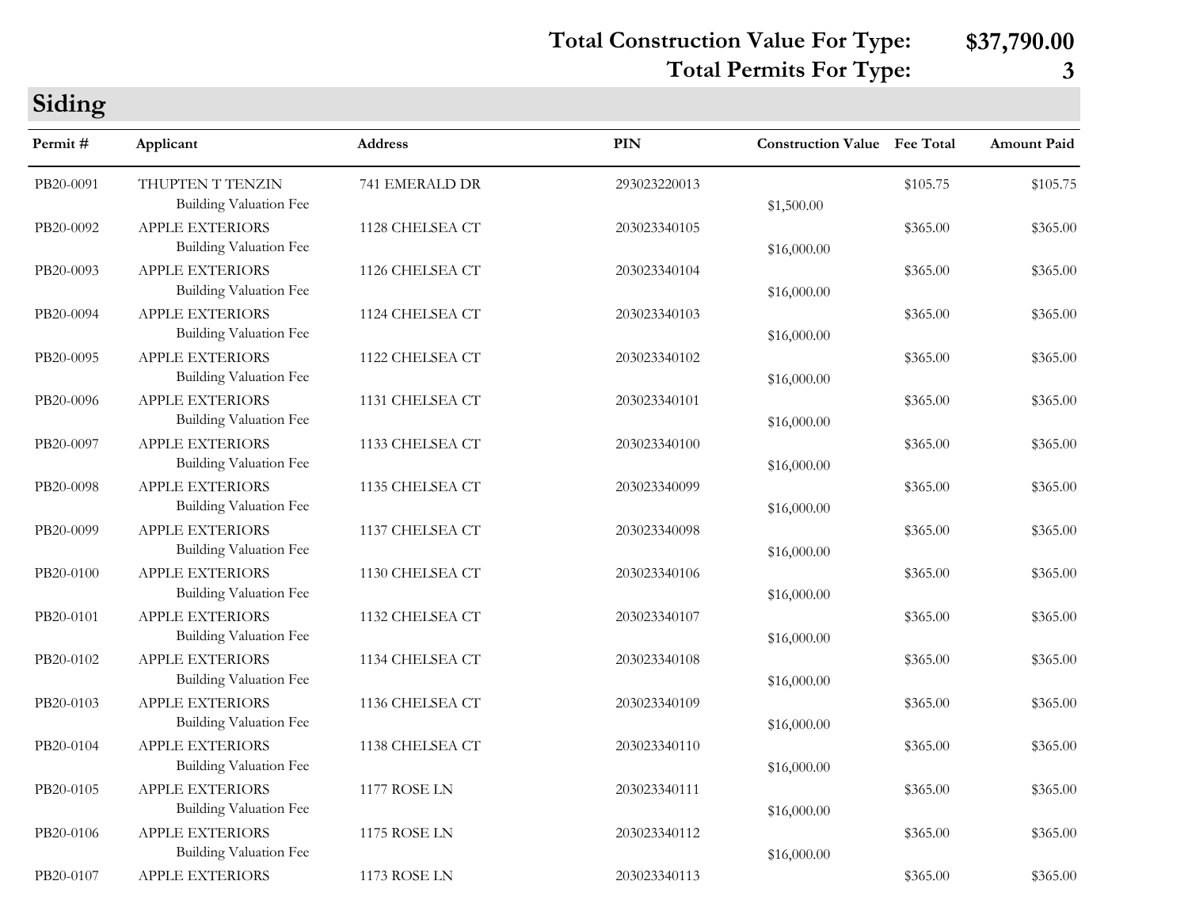**Total Construction Value For Type: $37,790.00**
**Total Permits For Type: 3**

## Siding

| Permit # | Applicant | Address | PIN | Construction Value | Fee Total | Amount Paid |
|---|---|---|---|---|---|---|
| PB20-0091 | THUPTEN T TENZIN | 741 EMERALD DR | 293023220013 | | $105.75 | $105.75 |
| | Building Valuation Fee | | | $1,500.00 | | |
| PB20-0092 | APPLE EXTERIORS | 1128 CHELSEA CT | 203023340105 | | $365.00 | $365.00 |
| | Building Valuation Fee | | | $16,000.00 | | |
| PB20-0093 | APPLE EXTERIORS | 1126 CHELSEA CT | 203023340104 | | $365.00 | $365.00 |
| | Building Valuation Fee | | | $16,000.00 | | |
| PB20-0094 | APPLE EXTERIORS | 1124 CHELSEA CT | 203023340103 | | $365.00 | $365.00 |
| | Building Valuation Fee | | | $16,000.00 | | |
| PB20-0095 | APPLE EXTERIORS | 1122 CHELSEA CT | 203023340102 | | $365.00 | $365.00 |
| | Building Valuation Fee | | | $16,000.00 | | |
| PB20-0096 | APPLE EXTERIORS | 1131 CHELSEA CT | 203023340101 | | $365.00 | $365.00 |
| | Building Valuation Fee | | | $16,000.00 | | |
| PB20-0097 | APPLE EXTERIORS | 1133 CHELSEA CT | 203023340100 | | $365.00 | $365.00 |
| | Building Valuation Fee | | | $16,000.00 | | |
| PB20-0098 | APPLE EXTERIORS | 1135 CHELSEA CT | 203023340099 | | $365.00 | $365.00 |
| | Building Valuation Fee | | | $16,000.00 | | |
| PB20-0099 | APPLE EXTERIORS | 1137 CHELSEA CT | 203023340098 | | $365.00 | $365.00 |
| | Building Valuation Fee | | | $16,000.00 | | |
| PB20-0100 | APPLE EXTERIORS | 1130 CHELSEA CT | 203023340106 | | $365.00 | $365.00 |
| | Building Valuation Fee | | | $16,000.00 | | |
| PB20-0101 | APPLE EXTERIORS | 1132 CHELSEA CT | 203023340107 | | $365.00 | $365.00 |
| | Building Valuation Fee | | | $16,000.00 | | |
| PB20-0102 | APPLE EXTERIORS | 1134 CHELSEA CT | 203023340108 | | $365.00 | $365.00 |
| | Building Valuation Fee | | | $16,000.00 | | |
| PB20-0103 | APPLE EXTERIORS | 1136 CHELSEA CT | 203023340109 | | $365.00 | $365.00 |
| | Building Valuation Fee | | | $16,000.00 | | |
| PB20-0104 | APPLE EXTERIORS | 1138 CHELSEA CT | 203023340110 | | $365.00 | $365.00 |
| | Building Valuation Fee | | | $16,000.00 | | |
| PB20-0105 | APPLE EXTERIORS | 1177 ROSE LN | 203023340111 | | $365.00 | $365.00 |
| | Building Valuation Fee | | | $16,000.00 | | |
| PB20-0106 | APPLE EXTERIORS | 1175 ROSE LN | 203023340112 | | $365.00 | $365.00 |
| | Building Valuation Fee | | | $16,000.00 | | |
| PB20-0107 | APPLE EXTERIORS | 1173 ROSE LN | 203023340113 | | $365.00 | $365.00 |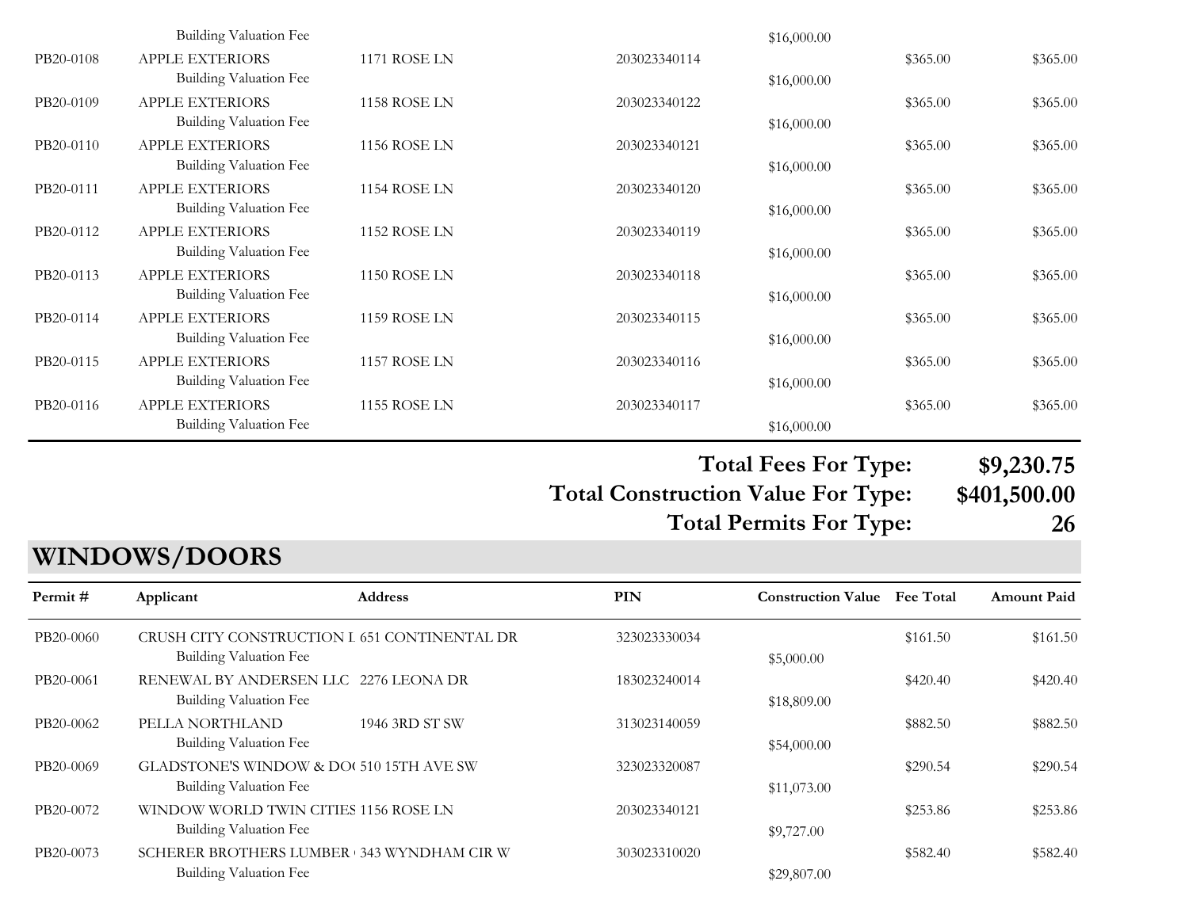| Permit # | Applicant | Address | PIN | Construction Value | Fee Total | Amount Paid |
|---|---|---|---|---|---|---|
| | Building Valuation Fee | | | $16,000.00 | | |
| PB20-0108 | APPLE EXTERIORS | 1171 ROSE LN | 203023340114 | | $365.00 | $365.00 |
| | Building Valuation Fee | | | $16,000.00 | | |
| PB20-0109 | APPLE EXTERIORS | 1158 ROSE LN | 203023340122 | | $365.00 | $365.00 |
| | Building Valuation Fee | | | $16,000.00 | | |
| PB20-0110 | APPLE EXTERIORS | 1156 ROSE LN | 203023340121 | | $365.00 | $365.00 |
| | Building Valuation Fee | | | $16,000.00 | | |
| PB20-0111 | APPLE EXTERIORS | 1154 ROSE LN | 203023340120 | | $365.00 | $365.00 |
| | Building Valuation Fee | | | $16,000.00 | | |
| PB20-0112 | APPLE EXTERIORS | 1152 ROSE LN | 203023340119 | | $365.00 | $365.00 |
| | Building Valuation Fee | | | $16,000.00 | | |
| PB20-0113 | APPLE EXTERIORS | 1150 ROSE LN | 203023340118 | | $365.00 | $365.00 |
| | Building Valuation Fee | | | $16,000.00 | | |
| PB20-0114 | APPLE EXTERIORS | 1159 ROSE LN | 203023340115 | | $365.00 | $365.00 |
| | Building Valuation Fee | | | $16,000.00 | | |
| PB20-0115 | APPLE EXTERIORS | 1157 ROSE LN | 203023340116 | | $365.00 | $365.00 |
| | Building Valuation Fee | | | $16,000.00 | | |
| PB20-0116 | APPLE EXTERIORS | 1155 ROSE LN | 203023340117 | | $365.00 | $365.00 |
| | Building Valuation Fee | | | $16,000.00 | | |

**Total Fees For Type: $9,230.75**

**Total Construction Value For Type: $401,500.00**

**Total Permits For Type: 26**

## WINDOWS/DOORS

| Permit # | Applicant | Address | PIN | Construction Value | Fee Total | Amount Paid |
|---|---|---|---|---|---|---|
| PB20-0060 | CRUSH CITY CONSTRUCTION L | 651 CONTINENTAL DR | 323023330034 | | $161.50 | $161.50 |
| | Building Valuation Fee | | | $5,000.00 | | |
| PB20-0061 | RENEWAL BY ANDERSEN LLC | 2276 LEONA DR | 183023240014 | | $420.40 | $420.40 |
| | Building Valuation Fee | | | $18,809.00 | | |
| PB20-0062 | PELLA NORTHLAND | 1946 3RD ST SW | 313023140059 | | $882.50 | $882.50 |
| | Building Valuation Fee | | | $54,000.00 | | |
| PB20-0069 | GLADSTONE'S WINDOW & DO( | 510 15TH AVE SW | 323023320087 | | $290.54 | $290.54 |
| | Building Valuation Fee | | | $11,073.00 | | |
| PB20-0072 | WINDOW WORLD TWIN CITIES | 1156 ROSE LN | 203023340121 | | $253.86 | $253.86 |
| | Building Valuation Fee | | | $9,727.00 | | |
| PB20-0073 | SCHERER BROTHERS LUMBER | 343 WYNDHAM CIR W | 303023310020 | | $582.40 | $582.40 |
| | Building Valuation Fee | | | $29,807.00 | | |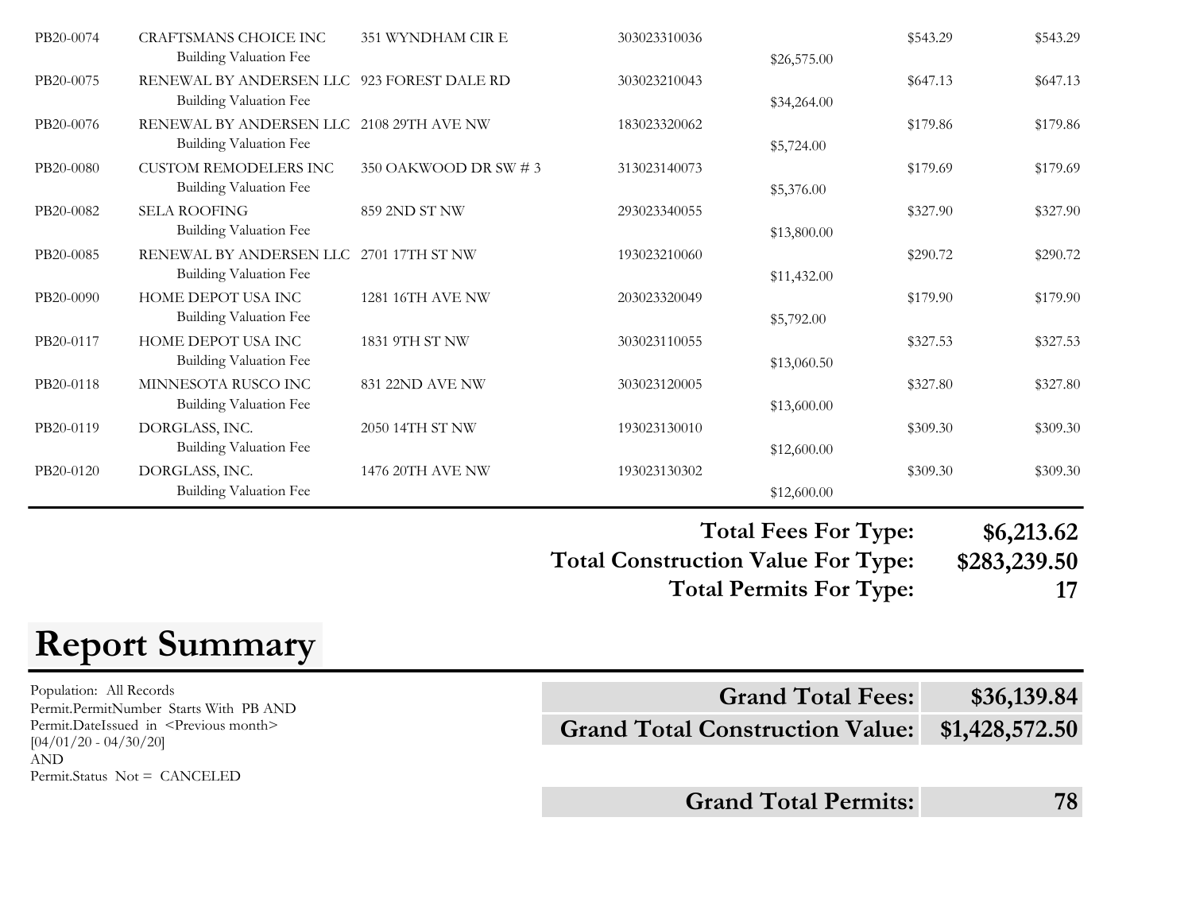| | | | | | | |
|---|---|---|---|---|---|---|
| PB20-0074 | CRAFTSMANS CHOICE INC | 351 WYNDHAM CIR E | 303023310036 | | $543.29 | $543.29 |
| | Building Valuation Fee | | | $26,575.00 | | |
| PB20-0075 | RENEWAL BY ANDERSEN LLC | 923 FOREST DALE RD | 303023210043 | | $647.13 | $647.13 |
| | Building Valuation Fee | | | $34,264.00 | | |
| PB20-0076 | RENEWAL BY ANDERSEN LLC | 2108 29TH AVE NW | 183023320062 | | $179.86 | $179.86 |
| | Building Valuation Fee | | | $5,724.00 | | |
| PB20-0080 | CUSTOM REMODELERS INC | 350 OAKWOOD DR SW # 3 | 313023140073 | | $179.69 | $179.69 |
| | Building Valuation Fee | | | $5,376.00 | | |
| PB20-0082 | SELA ROOFING | 859 2ND ST NW | 293023340055 | | $327.90 | $327.90 |
| | Building Valuation Fee | | | $13,800.00 | | |
| PB20-0085 | RENEWAL BY ANDERSEN LLC | 2701 17TH ST NW | 193023210060 | | $290.72 | $290.72 |
| | Building Valuation Fee | | | $11,432.00 | | |
| PB20-0090 | HOME DEPOT USA INC | 1281 16TH AVE NW | 203023320049 | | $179.90 | $179.90 |
| | Building Valuation Fee | | | $5,792.00 | | |
| PB20-0117 | HOME DEPOT USA INC | 1831 9TH ST NW | 303023110055 | | $327.53 | $327.53 |
| | Building Valuation Fee | | | $13,060.50 | | |
| PB20-0118 | MINNESOTA RUSCO INC | 831 22ND AVE NW | 303023120005 | | $327.80 | $327.80 |
| | Building Valuation Fee | | | $13,600.00 | | |
| PB20-0119 | DORGLASS, INC. | 2050 14TH ST NW | 193023130010 | | $309.30 | $309.30 |
| | Building Valuation Fee | | | $12,600.00 | | |
| PB20-0120 | DORGLASS, INC. | 1476 20TH AVE NW | 193023130302 | | $309.30 | $309.30 |
| | Building Valuation Fee | | | $12,600.00 | | |

**Total Fees For Type: $6,213.62**

**Total Construction Value For Type: $283,239.50**

**Total Permits For Type: 17**

# Report Summary

Population: All Records
Permit.PermitNumber Starts With PB AND
Permit.DateIssued in <Previous month> [04/01/20 - 04/30/20]
AND
Permit.Status Not = CANCELED

| | |
|---|---|
| **Grand Total Fees:** | **$36,139.84** |
| **Grand Total Construction Value:** | **$1,428,572.50** |
| **Grand Total Permits:** | **78** |